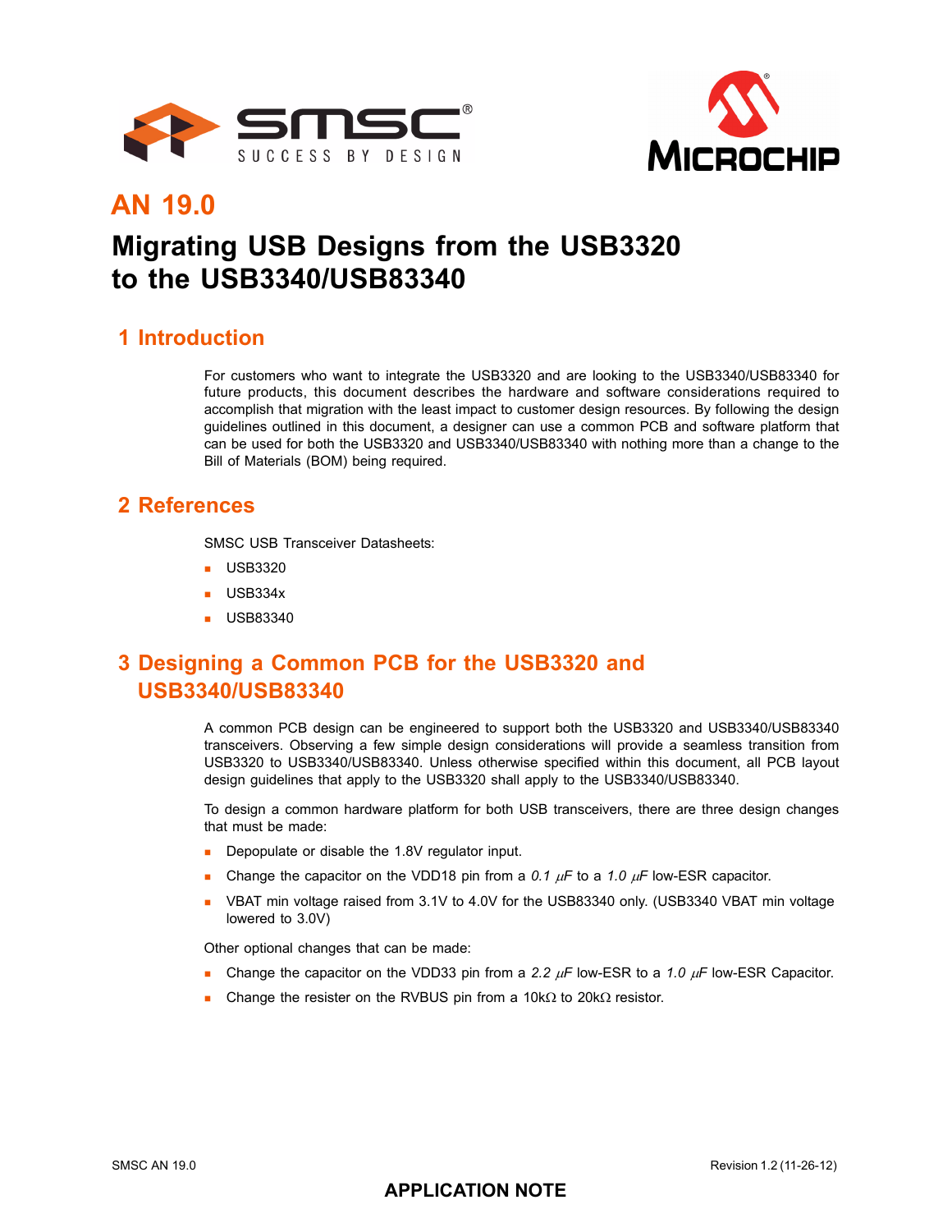# AN 19.0

# Migrating USB Designs from the USB3320 to the USB3340/USB83340

## 1 Introduction

For customers who want to integrate the USB3320 and are looking to the USB3340/USB83340 for future products, this document describes the hardware and software considerations required to accomplish that migration with the least impact to customer design resources. By following the design guidelines outlined in this document, a designer can use a common PCB and software platform that can be used for both the USB3320 and USB3340/USB83340 with nothing more than a change to the Bill of Materials (BOM) being required.

## 2 References

SMSC USB Transceiver Datasheets:

- USB3320
- USB334x
- USB83340

## 3 Designing a Common PCB for the USB3320 and USB3340/USB83340

A common PCB design can be engineered to support both the USB3320 and USB3340/USB83340 transceivers. Observing a few simple design considerations will provide a seamless transition from USB3320 to USB3340/USB83340. Unless otherwise specified within this document, all PCB layout design guidelines that apply to the USB3320 shall apply to the USB3340/USB83340.

To design a common hardware platform for both USB transceivers, there are three design changes that must be made:

- Depopulate or disable the 1.8V regulator input.
- Change the capacitor on the VDD18 pin from a *0.1 µF* to a *1.0 µF* low-ESR capacitor.
- VBAT min voltage raised from 3.1V to 4.0V for the USB83340 only. (USB3340 VBAT min voltage lowered to 3.0V)

Other optional changes that can be made:

- Change the capacitor on the VDD33 pin from a *2.2 µF* low-ESR to a *1.0 µF* low-ESR Capacitor.
- Change the resister on the RVBUS pin from a 10kΩ to 20kΩ resistor.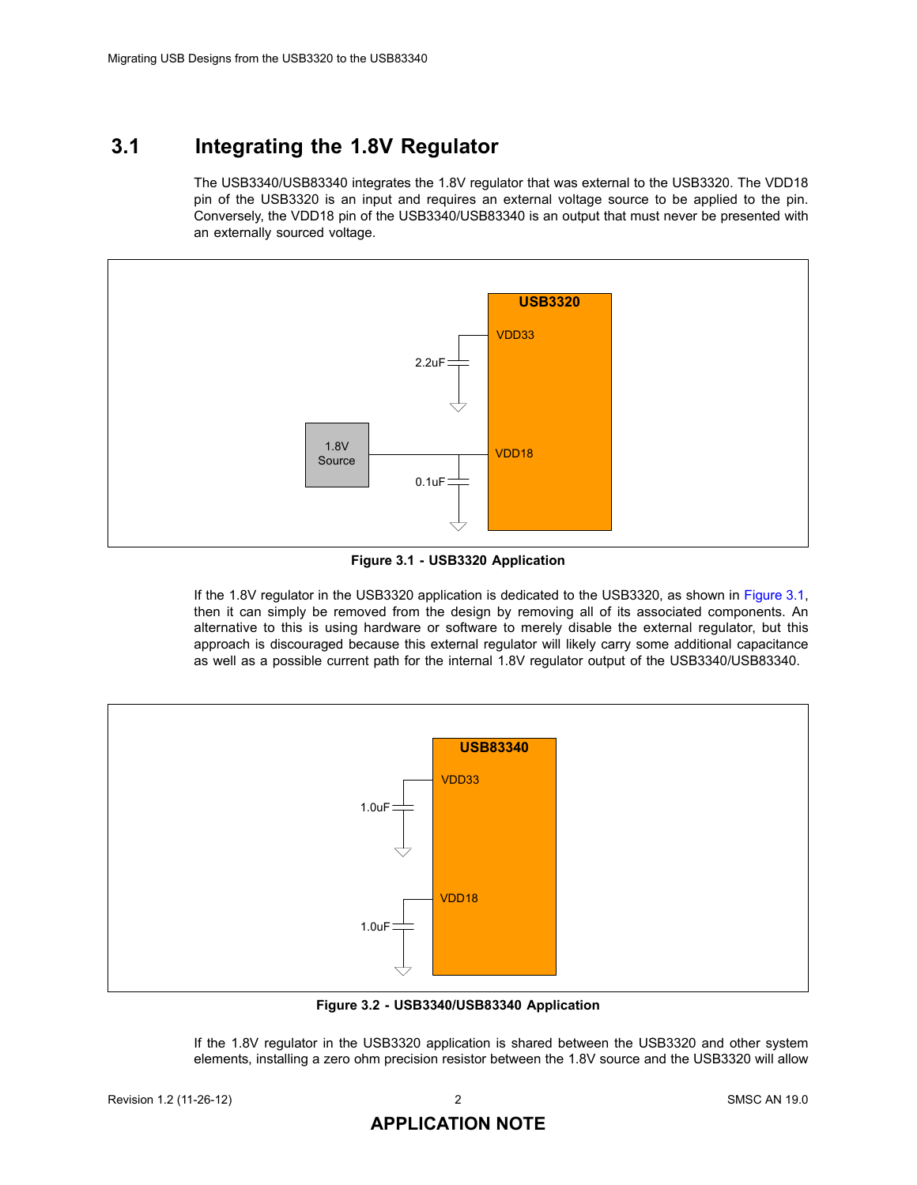## 3.1 Integrating the 1.8V Regulator

The USB3340/USB83340 integrates the 1.8V regulator that was external to the USB3320. The VDD18 pin of the USB3320 is an input and requires an external voltage source to be applied to the pin. Conversely, the VDD18 pin of the USB3340/USB83340 is an output that must never be presented with an externally sourced voltage.

**Figure 3.1 - USB3320 Application**

If the 1.8V regulator in the USB3320 application is dedicated to the USB3320, as shown in Figure 3.1, then it can simply be removed from the design by removing all of its associated components. An alternative to this is using hardware or software to merely disable the external regulator, but this approach is discouraged because this external regulator will likely carry some additional capacitance as well as a possible current path for the internal 1.8V regulator output of the USB3340/USB83340.

**Figure 3.2 - USB3340/USB83340 Application**

If the 1.8V regulator in the USB3320 application is shared between the USB3320 and other system elements, installing a zero ohm precision resistor between the 1.8V source and the USB3320 will allow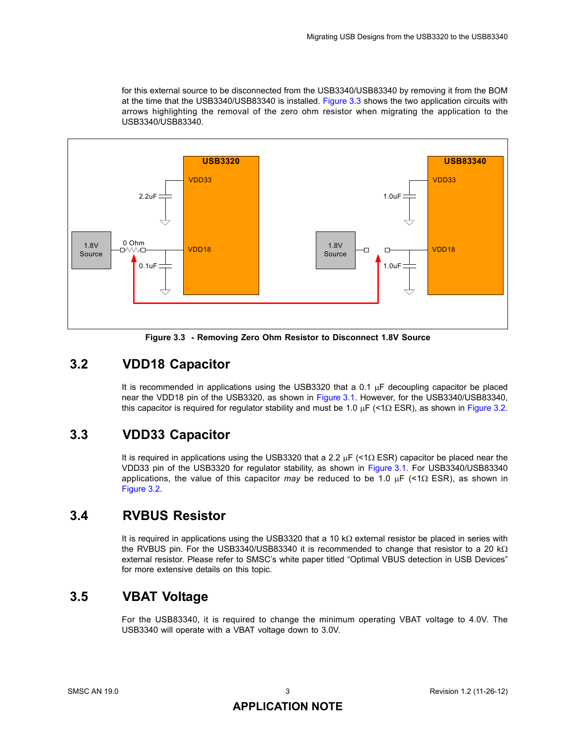for this external source to be disconnected from the USB3340/USB83340 by removing it from the BOM at the time that the USB3340/USB83340 is installed. Figure 3.3 shows the two application circuits with arrows highlighting the removal of the zero ohm resistor when migrating the application to the USB3340/USB83340.

**Figure 3.3 - Removing Zero Ohm Resistor to Disconnect 1.8V Source**

## 3.2 VDD18 Capacitor

It is recommended in applications using the USB3320 that a 0.1 µF decoupling capacitor be placed near the VDD18 pin of the USB3320, as shown in Figure 3.1. However, for the USB3340/USB83340, this capacitor is required for regulator stability and must be 1.0 µF (<1Ω ESR), as shown in Figure 3.2.

## 3.3 VDD33 Capacitor

It is required in applications using the USB3320 that a 2.2 µF (<1Ω ESR) capacitor be placed near the VDD33 pin of the USB3320 for regulator stability, as shown in Figure 3.1. For USB3340/USB83340 applications, the value of this capacitor *may* be reduced to be 1.0 µF (<1Ω ESR), as shown in Figure 3.2.

## 3.4 RVBUS Resistor

It is required in applications using the USB3320 that a 10 kΩ external resistor be placed in series with the RVBUS pin. For the USB3340/USB83340 it is recommended to change that resistor to a 20 kΩ external resistor. Please refer to SMSC's white paper titled "Optimal VBUS detection in USB Devices" for more extensive details on this topic.

## 3.5 VBAT Voltage

For the USB83340, it is required to change the minimum operating VBAT voltage to 4.0V. The USB3340 will operate with a VBAT voltage down to 3.0V.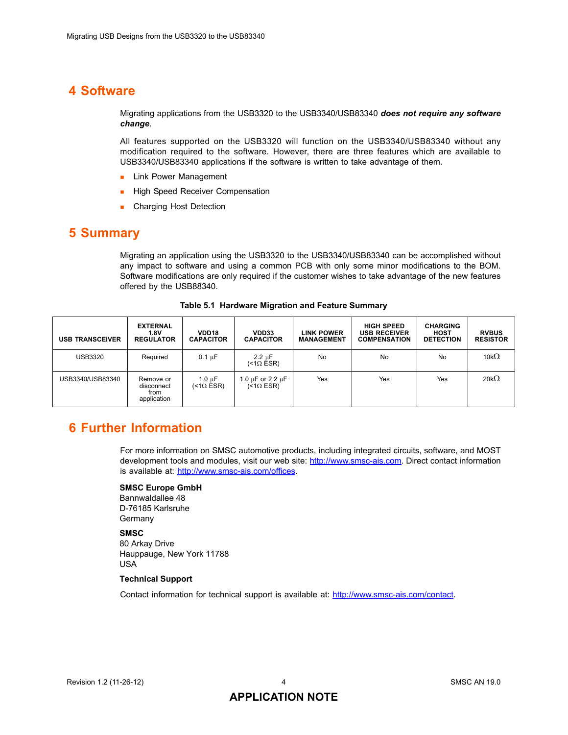## 4 Software

Migrating applications from the USB3320 to the USB3340/USB83340 ***does not require any software change***.

All features supported on the USB3320 will function on the USB3340/USB83340 without any modification required to the software. However, there are three features which are available to USB3340/USB83340 applications if the software is written to take advantage of them.

- Link Power Management
- High Speed Receiver Compensation
- Charging Host Detection

## 5 Summary

Migrating an application using the USB3320 to the USB3340/USB83340 can be accomplished without any impact to software and using a common PCB with only some minor modifications to the BOM. Software modifications are only required if the customer wishes to take advantage of the new features offered by the USB88340.

**Table 5.1 Hardware Migration and Feature Summary**

| USB TRANSCEIVER | EXTERNAL 1.8V REGULATOR | VDD18 CAPACITOR | VDD33 CAPACITOR | LINK POWER MANAGEMENT | HIGH SPEED USB RECEIVER COMPENSATION | CHARGING HOST DETECTION | RVBUS RESISTOR |
|---|---|---|---|---|---|---|---|
| USB3320 | Required | 0.1 µF | 2.2 µF (<1Ω ESR) | No | No | No | 10kΩ |
| USB3340/USB83340 | Remove or disconnect from application | 1.0 µF (<1Ω ESR) | 1.0 µF or 2.2 µF (<1Ω ESR) | Yes | Yes | Yes | 20kΩ |

## 6 Further Information

For more information on SMSC automotive products, including integrated circuits, software, and MOST development tools and modules, visit our web site: http://www.smsc-ais.com. Direct contact information is available at: http://www.smsc-ais.com/offices.

**SMSC Europe GmbH**
Bannwaldallee 48
D-76185 Karlsruhe
Germany

**SMSC**
80 Arkay Drive
Hauppauge, New York 11788
USA

**Technical Support**

Contact information for technical support is available at: http://www.smsc-ais.com/contact.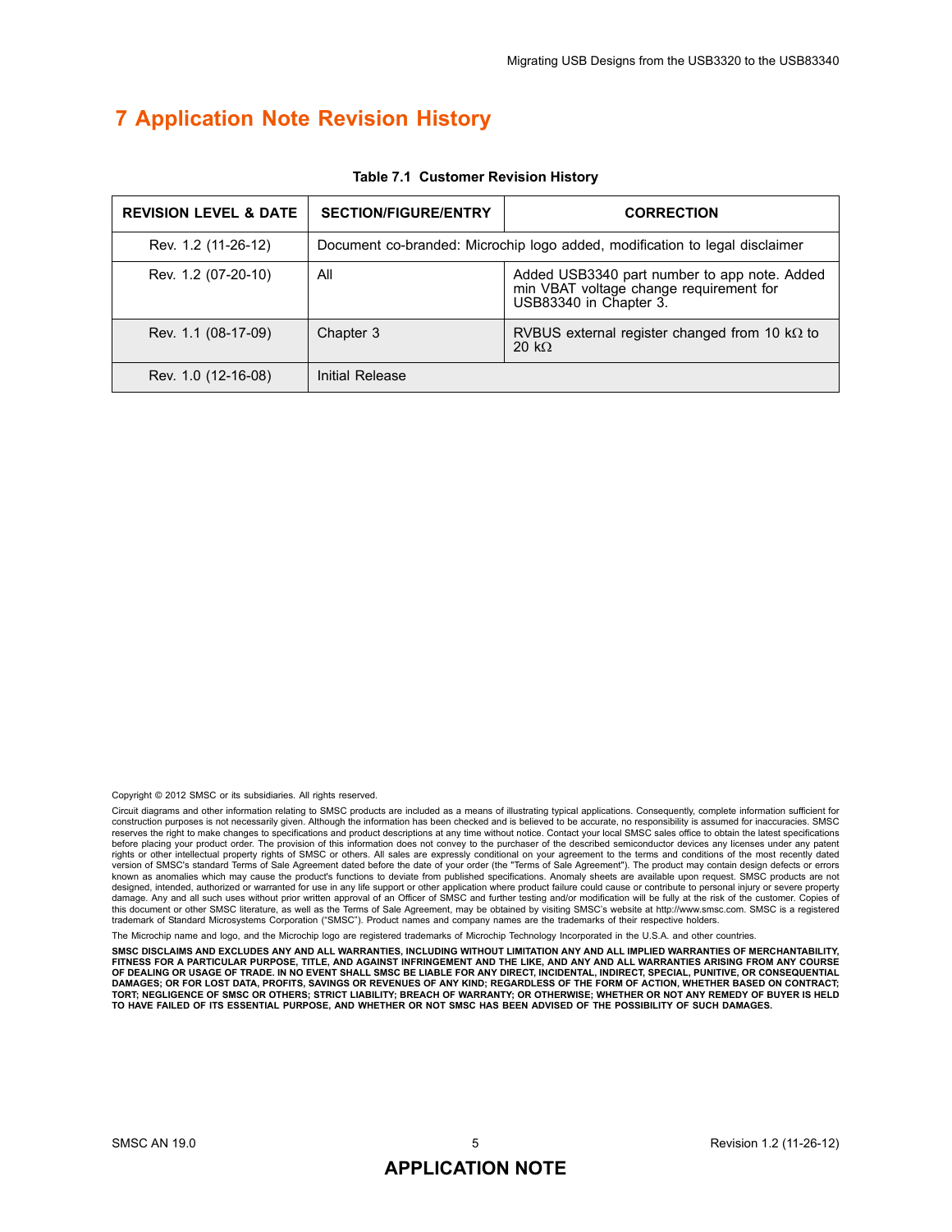# 7 Application Note Revision History

**Table 7.1 Customer Revision History**

| REVISION LEVEL & DATE | SECTION/FIGURE/ENTRY | CORRECTION |
|---|---|---|
| Rev. 1.2 (11-26-12) | Document co-branded: Microchip logo added, modification to legal disclaimer | |
| Rev. 1.2 (07-20-10) | All | Added USB3340 part number to app note. Added min VBAT voltage change requirement for USB83340 in Chapter 3. |
| Rev. 1.1 (08-17-09) | Chapter 3 | RVBUS external register changed from 10 kΩ to 20 kΩ |
| Rev. 1.0 (12-16-08) | Initial Release | |

Copyright © 2012 SMSC or its subsidiaries. All rights reserved.

Circuit diagrams and other information relating to SMSC products are included as a means of illustrating typical applications. Consequently, complete information sufficient for construction purposes is not necessarily given. Although the information has been checked and is believed to be accurate, no responsibility is assumed for inaccuracies. SMSC reserves the right to make changes to specifications and product descriptions at any time without notice. Contact your local SMSC sales office to obtain the latest specifications before placing your product order. The provision of this information does not convey to the purchaser of the described semiconductor devices any licenses under any patent rights or other intellectual property rights of SMSC or others. All sales are expressly conditional on your agreement to the terms and conditions of the most recently dated version of SMSC's standard Terms of Sale Agreement dated before the date of your order (the "Terms of Sale Agreement"). The product may contain design defects or errors known as anomalies which may cause the product's functions to deviate from published specifications. Anomaly sheets are available upon request. SMSC products are not designed, intended, authorized or warranted for use in any life support or other application where product failure could cause or contribute to personal injury or severe property damage. Any and all such uses without prior written approval of an Officer of SMSC and further testing and/or modification will be fully at the risk of the customer. Copies of this document or other SMSC literature, as well as the Terms of Sale Agreement, may be obtained by visiting SMSC's website at http://www.smsc.com. SMSC is a registered trademark of Standard Microsystems Corporation ("SMSC"). Product names and company names are the trademarks of their respective holders.

The Microchip name and logo, and the Microchip logo are registered trademarks of Microchip Technology Incorporated in the U.S.A. and other countries.

**SMSC DISCLAIMS AND EXCLUDES ANY AND ALL WARRANTIES, INCLUDING WITHOUT LIMITATION ANY AND ALL IMPLIED WARRANTIES OF MERCHANTABILITY, FITNESS FOR A PARTICULAR PURPOSE, TITLE, AND AGAINST INFRINGEMENT AND THE LIKE, AND ANY AND ALL WARRANTIES ARISING FROM ANY COURSE OF DEALING OR USAGE OF TRADE. IN NO EVENT SHALL SMSC BE LIABLE FOR ANY DIRECT, INCIDENTAL, INDIRECT, SPECIAL, PUNITIVE, OR CONSEQUENTIAL DAMAGES; OR FOR LOST DATA, PROFITS, SAVINGS OR REVENUES OF ANY KIND; REGARDLESS OF THE FORM OF ACTION, WHETHER BASED ON CONTRACT; TORT; NEGLIGENCE OF SMSC OR OTHERS; STRICT LIABILITY; BREACH OF WARRANTY; OR OTHERWISE; WHETHER OR NOT ANY REMEDY OF BUYER IS HELD TO HAVE FAILED OF ITS ESSENTIAL PURPOSE, AND WHETHER OR NOT SMSC HAS BEEN ADVISED OF THE POSSIBILITY OF SUCH DAMAGES.**